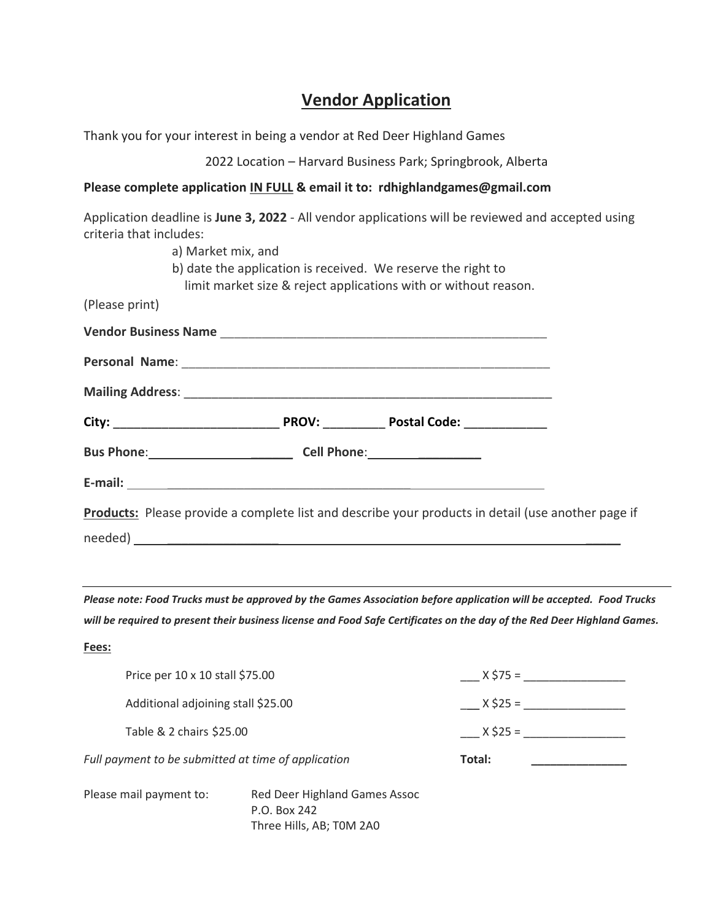# Vendor Application

Thank you for your interest in being a vendor at Red Deer Highland Games

2022 Location – Harvard Business Park; Springbrook, Alberta

**Please complete application IN FULL & email it to: rdhighlandgames@gmail.com**

Application deadline is **June 3, 2022** - All vendor applications will be reviewed and accepted using criteria that includes:

a) Market mix, and
b) date the application is received. We reserve the right to limit market size & reject applications with or without reason.

(Please print)

**Vendor Business Name** _______________________________________________

**Personal Name**: _______________________________________________

**Mailing Address**: _______________________________________________

**City:** ______________________ **PROV:** ________ **Postal Code:** ___________

**Bus Phone**: _____________________ **Cell Phone**: _______________

**E-mail:** _______________________________________________

**Products:** Please provide a complete list and describe your products in detail (use another page if needed) _______________________________________________

---

***Please note: Food Trucks must be approved by the Games Association before application will be accepted. Food Trucks will be required to present their business license and Food Safe Certificates on the day of the Red Deer Highland Games.***

**Fees:**

| | |
|---|---|
| Price per 10 x 10 stall $75.00 | ___ X $75 = _______________ |
| Additional adjoining stall $25.00 | ___ X $25 = _______________ |
| Table & 2 chairs $25.00 | ___ X $25 = _______________ |
| *Full payment to be submitted at time of application* | **Total:** _______________ |

Please mail payment to: Red Deer Highland Games Assoc
P.O. Box 242
Three Hills, AB; T0M 2A0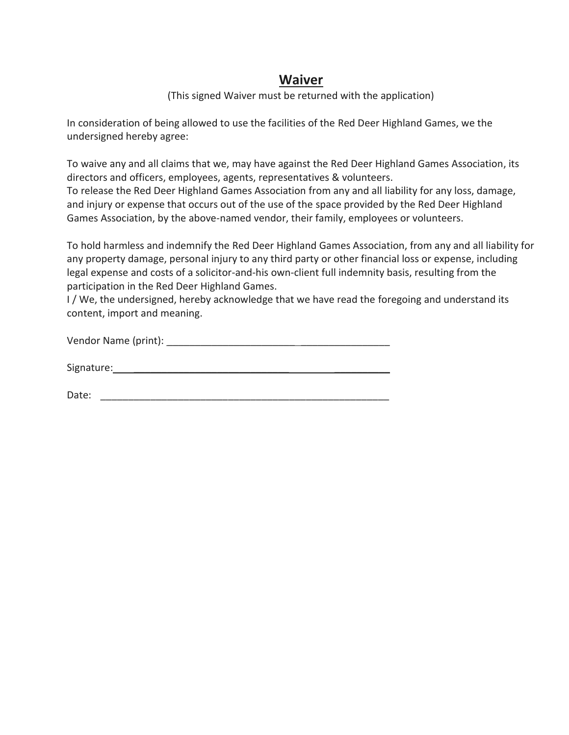# Waiver

(This signed Waiver must be returned with the application)

In consideration of being allowed to use the facilities of the Red Deer Highland Games, we the undersigned hereby agree:

To waive any and all claims that we, may have against the Red Deer Highland Games Association, its directors and officers, employees, agents, representatives & volunteers.
To release the Red Deer Highland Games Association from any and all liability for any loss, damage, and injury or expense that occurs out of the use of the space provided by the Red Deer Highland Games Association, by the above-named vendor, their family, employees or volunteers.

To hold harmless and indemnify the Red Deer Highland Games Association, from any and all liability for any property damage, personal injury to any third party or other financial loss or expense, including legal expense and costs of a solicitor-and-his own-client full indemnity basis, resulting from the participation in the Red Deer Highland Games.
I / We, the undersigned, hereby acknowledge that we have read the foregoing and understand its content, import and meaning.

Vendor Name (print): ________________________________________

Signature: ________________________________________

Date: ________________________________________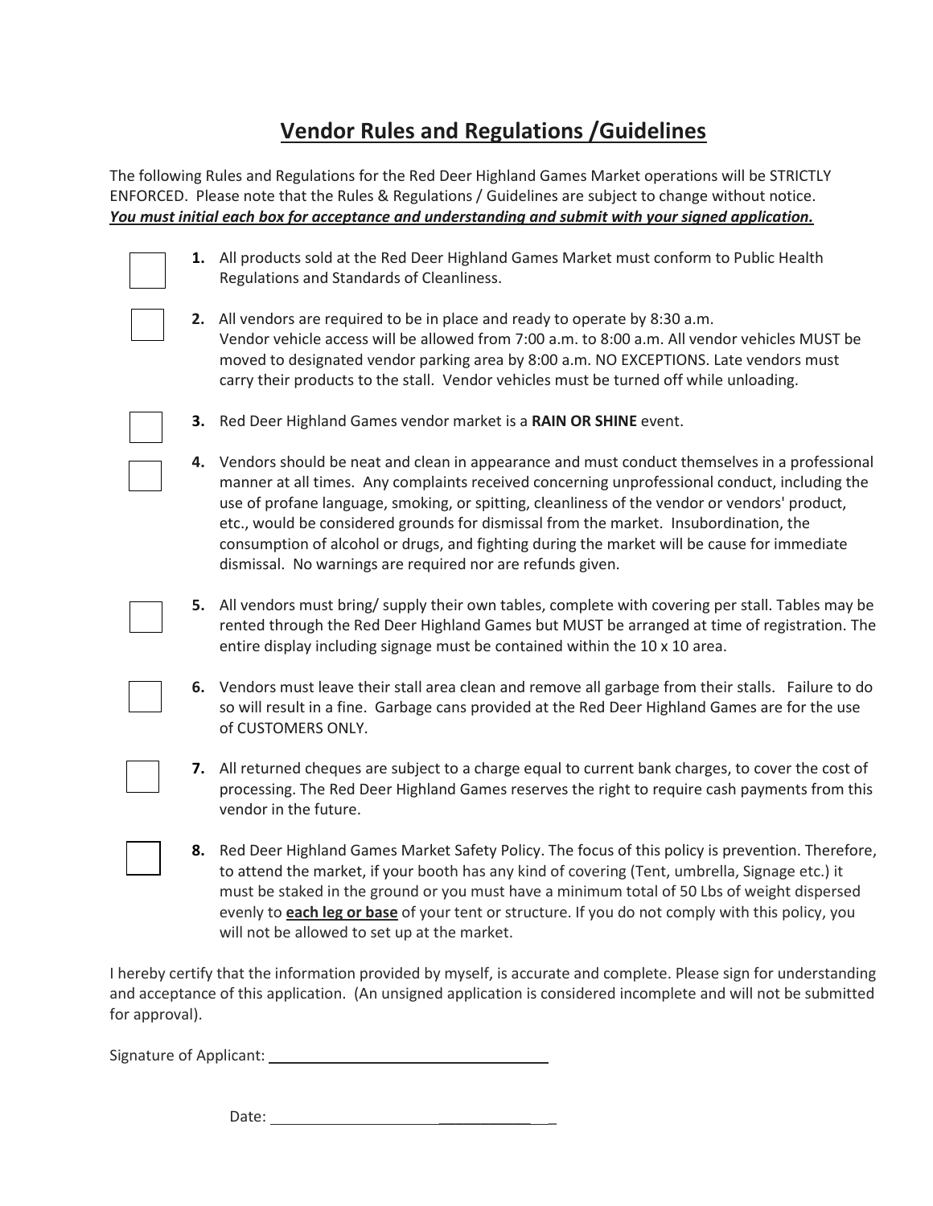# Vendor Rules and Regulations /Guidelines

The following Rules and Regulations for the Red Deer Highland Games Market operations will be STRICTLY ENFORCED. Please note that the Rules & Regulations / Guidelines are subject to change without notice. ***You must initial each box for acceptance and understanding and submit with your signed application.***

☐ **1.** All products sold at the Red Deer Highland Games Market must conform to Public Health Regulations and Standards of Cleanliness.

☐ **2.** All vendors are required to be in place and ready to operate by 8:30 a.m. Vendor vehicle access will be allowed from 7:00 a.m. to 8:00 a.m. All vendor vehicles MUST be moved to designated vendor parking area by 8:00 a.m. NO EXCEPTIONS. Late vendors must carry their products to the stall. Vendor vehicles must be turned off while unloading.

☐ **3.** Red Deer Highland Games vendor market is a **RAIN OR SHINE** event.

☐ **4.** Vendors should be neat and clean in appearance and must conduct themselves in a professional manner at all times. Any complaints received concerning unprofessional conduct, including the use of profane language, smoking, or spitting, cleanliness of the vendor or vendors' product, etc., would be considered grounds for dismissal from the market. Insubordination, the consumption of alcohol or drugs, and fighting during the market will be cause for immediate dismissal. No warnings are required nor are refunds given.

☐ **5.** All vendors must bring/ supply their own tables, complete with covering per stall. Tables may be rented through the Red Deer Highland Games but MUST be arranged at time of registration. The entire display including signage must be contained within the 10 x 10 area.

☐ **6.** Vendors must leave their stall area clean and remove all garbage from their stalls. Failure to do so will result in a fine. Garbage cans provided at the Red Deer Highland Games are for the use of CUSTOMERS ONLY.

☐ **7.** All returned cheques are subject to a charge equal to current bank charges, to cover the cost of processing. The Red Deer Highland Games reserves the right to require cash payments from this vendor in the future.

☐ **8.** Red Deer Highland Games Market Safety Policy. The focus of this policy is prevention. Therefore, to attend the market, if your booth has any kind of covering (Tent, umbrella, Signage etc.) it must be staked in the ground or you must have a minimum total of 50 Lbs of weight dispersed evenly to **<u>each leg or base</u>** of your tent or structure. If you do not comply with this policy, you will not be allowed to set up at the market.

I hereby certify that the information provided by myself, is accurate and complete. Please sign for understanding and acceptance of this application. (An unsigned application is considered incomplete and will not be submitted for approval).

Signature of Applicant: ________________________________

Date: ________________________________